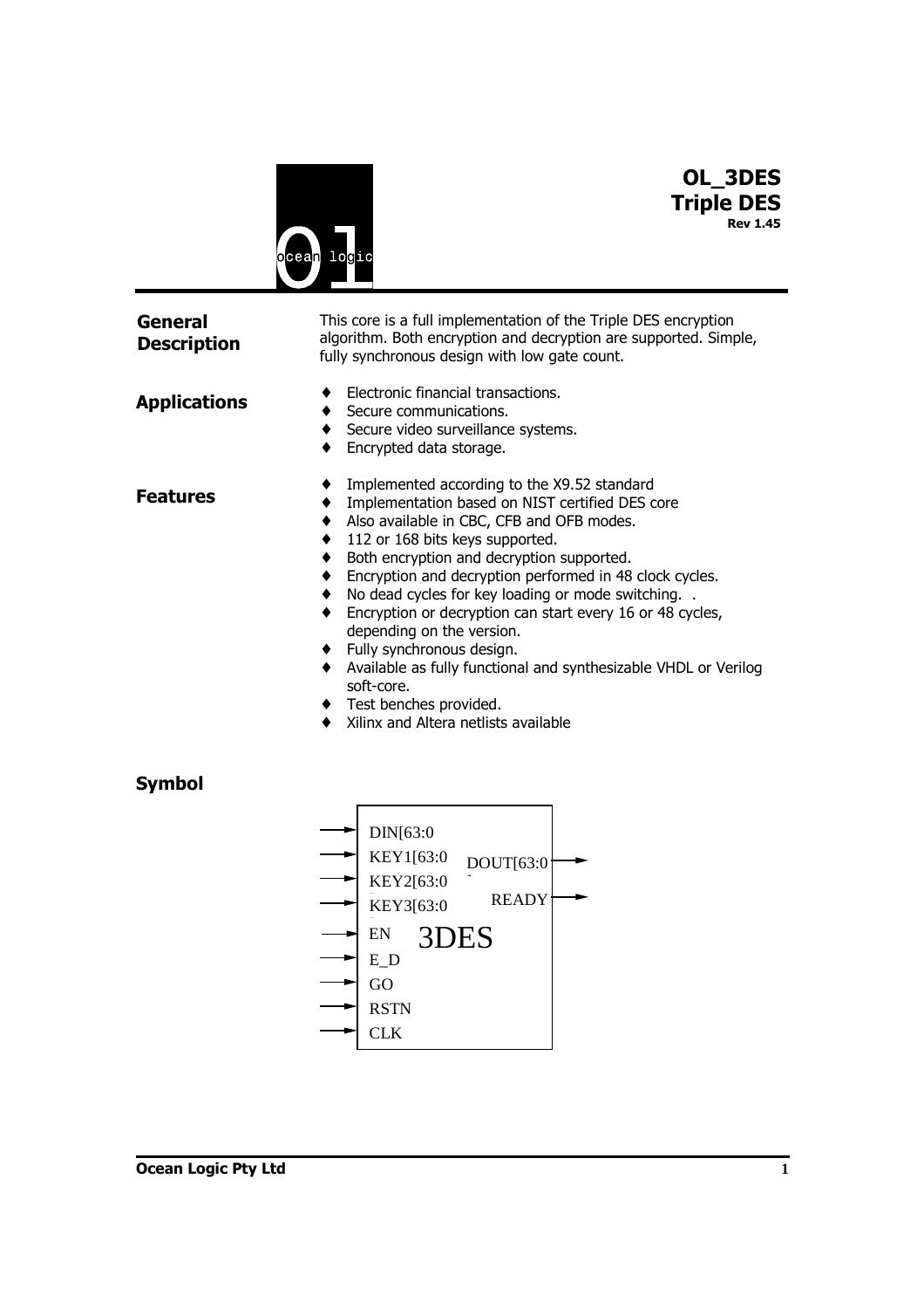# OL_3DES
# Triple DES
**Rev 1.45**

## General Description

This core is a full implementation of the Triple DES encryption algorithm. Both encryption and decryption are supported. Simple, fully synchronous design with low gate count.

## Applications

- Electronic financial transactions.
- Secure communications.
- Secure video surveillance systems.
- Encrypted data storage.

## Features

- Implemented according to the X9.52 standard
- Implementation based on NIST certified DES core
- Also available in CBC, CFB and OFB modes.
- 112 or 168 bits keys supported.
- Both encryption and decryption supported.
- Encryption and decryption performed in 48 clock cycles.
- No dead cycles for key loading or mode switching.  .
- Encryption or decryption can start every 16 or 48 cycles, depending on the version.
- Fully synchronous design.
- Available as fully functional and synthesizable VHDL or Verilog soft-core.
- Test benches provided.
- Xilinx and Altera netlists available

## Symbol

3DES

Inputs: DIN[63:0], KEY1[63:0], KEY2[63:0], KEY3[63:0], EN, E_D, GO, RSTN, CLK

Outputs: DOUT[63:0], READY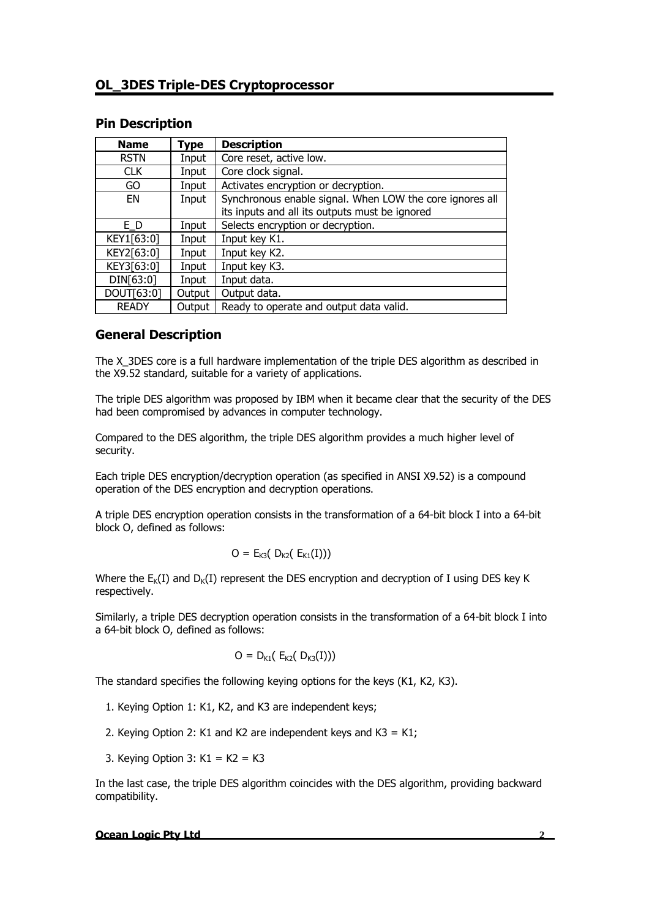## OL_3DES Triple-DES Cryptoprocessor

### Pin Description

| Name | Type | Description |
|---|---|---|
| RSTN | Input | Core reset, active low. |
| CLK | Input | Core clock signal. |
| GO | Input | Activates encryption or decryption. |
| EN | Input | Synchronous enable signal. When LOW the core ignores all its inputs and all its outputs must be ignored |
| E_D | Input | Selects encryption or decryption. |
| KEY1[63:0] | Input | Input key K1. |
| KEY2[63:0] | Input | Input key K2. |
| KEY3[63:0] | Input | Input key K3. |
| DIN[63:0] | Input | Input data. |
| DOUT[63:0] | Output | Output data. |
| READY | Output | Ready to operate and output data valid. |

### General Description

The X_3DES core is a full hardware implementation of the triple DES algorithm as described in the X9.52 standard, suitable for a variety of applications.

The triple DES algorithm was proposed by IBM when it became clear that the security of the DES had been compromised by advances in computer technology.

Compared to the DES algorithm, the triple DES algorithm provides a much higher level of security.

Each triple DES encryption/decryption operation (as specified in ANSI X9.52) is a compound operation of the DES encryption and decryption operations.

A triple DES encryption operation consists in the transformation of a 64-bit block I into a 64-bit block O, defined as follows:

$$O = E_{K3}( D_{K2}( E_{K1}(I)))$$

Where the $E_K(I)$ and $D_K(I)$ represent the DES encryption and decryption of I using DES key K respectively.

Similarly, a triple DES decryption operation consists in the transformation of a 64-bit block I into a 64-bit block O, defined as follows:

$$O = D_{K1}( E_{K2}( D_{K3}(I)))$$

The standard specifies the following keying options for the keys (K1, K2, K3).

1. Keying Option 1: K1, K2, and K3 are independent keys;
2. Keying Option 2: K1 and K2 are independent keys and K3 = K1;
3. Keying Option 3: K1 = K2 = K3

In the last case, the triple DES algorithm coincides with the DES algorithm, providing backward compatibility.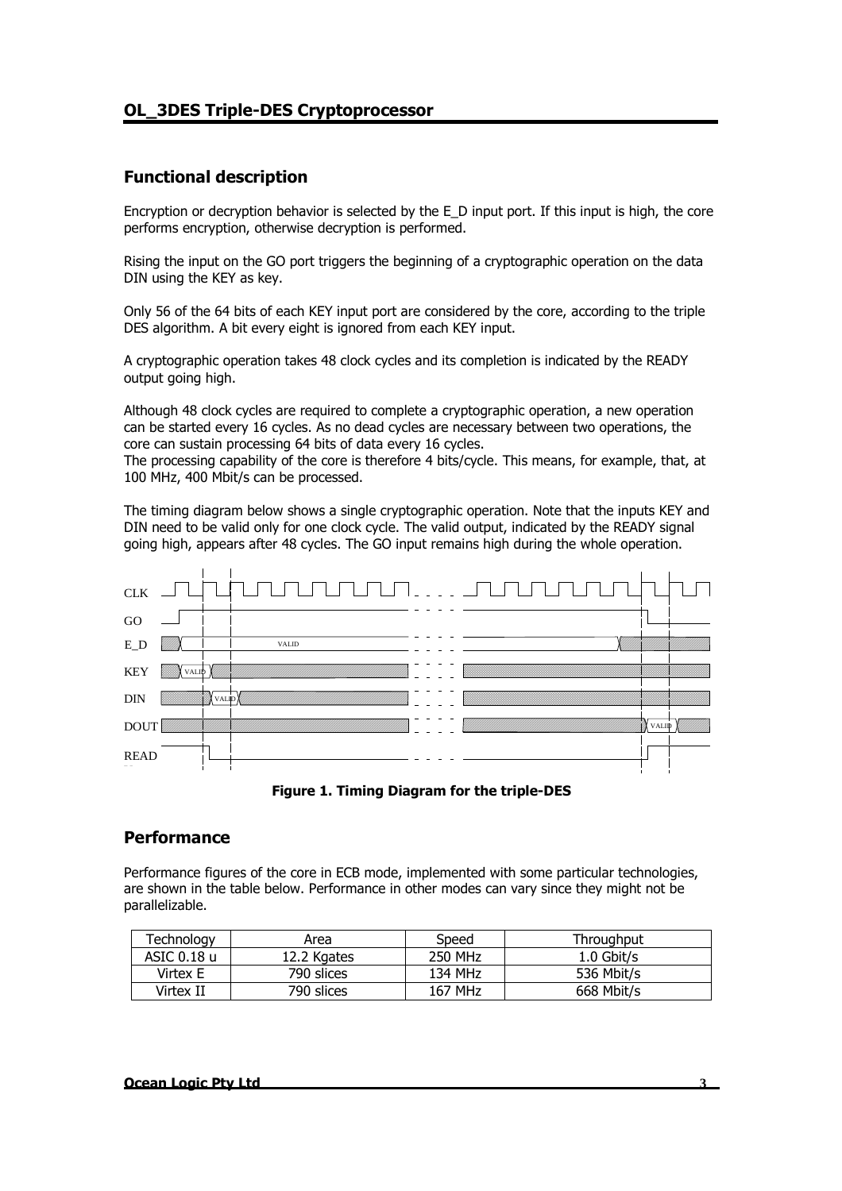## Functional description

Encryption or decryption behavior is selected by the E_D input port. If this input is high, the core performs encryption, otherwise decryption is performed.

Rising the input on the GO port triggers the beginning of a cryptographic operation on the data DIN using the KEY as key.

Only 56 of the 64 bits of each KEY input port are considered by the core, according to the triple DES algorithm. A bit every eight is ignored from each KEY input.

A cryptographic operation takes 48 clock cycles and its completion is indicated by the READY output going high.

Although 48 clock cycles are required to complete a cryptographic operation, a new operation can be started every 16 cycles. As no dead cycles are necessary between two operations, the core can sustain processing 64 bits of data every 16 cycles.
The processing capability of the core is therefore 4 bits/cycle. This means, for example, that, at 100 MHz, 400 Mbit/s can be processed.

The timing diagram below shows a single cryptographic operation. Note that the inputs KEY and DIN need to be valid only for one clock cycle. The valid output, indicated by the READY signal going high, appears after 48 cycles. The GO input remains high during the whole operation.

**Figure 1. Timing Diagram for the triple-DES**

## Performance

Performance figures of the core in ECB mode, implemented with some particular technologies, are shown in the table below. Performance in other modes can vary since they might not be parallelizable.

| Technology | Area | Speed | Throughput |
|---|---|---|---|
| ASIC 0.18 u | 12.2 Kgates | 250 MHz | 1.0 Gbit/s |
| Virtex E | 790 slices | 134 MHz | 536 Mbit/s |
| Virtex II | 790 slices | 167 MHz | 668 Mbit/s |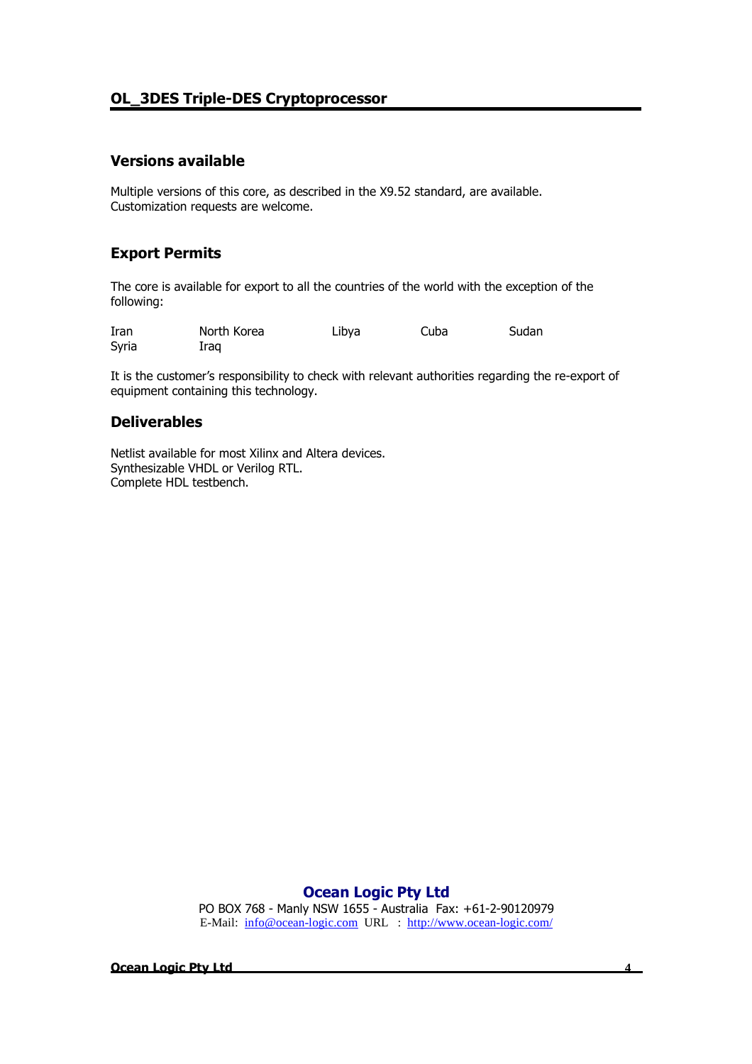## Versions available

Multiple versions of this core, as described in the X9.52 standard, are available.
Customization requests are welcome.

## Export Permits

The core is available for export to all the countries of the world with the exception of the following:

| | | | | |
|---|---|---|---|---|
| Iran | North Korea | Libya | Cuba | Sudan |
| Syria | Iraq | | | |

It is the customer's responsibility to check with relevant authorities regarding the re-export of equipment containing this technology.

## Deliverables

Netlist available for most Xilinx and Altera devices.
Synthesizable VHDL or Verilog RTL.
Complete HDL testbench.

**Ocean Logic Pty Ltd**

PO BOX 768 - Manly NSW 1655 - Australia Fax: +61-2-90120979
E-Mail: info@ocean-logic.com URL : http://www.ocean-logic.com/